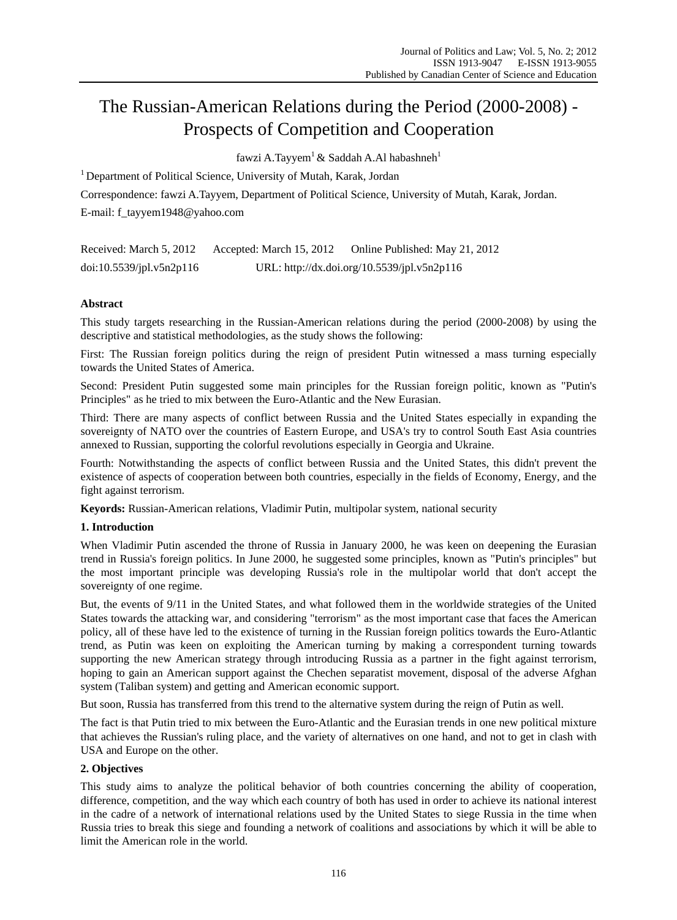# The Russian-American Relations during the Period (2000-2008) - Prospects of Competition and Cooperation

fawzi A.Tayyem[1] & Saddah A.Al habashneh[1]

[1] Department of Political Science, University of Mutah, Karak, Jordan

Correspondence: fawzi A.Tayyem, Department of Political Science, University of Mutah, Karak, Jordan.

E-mail: f_tayyem1948@yahoo.com

Received: March 5, 2012 Accepted: March 15, 2012 Online Published: May 21, 2012

doi:10.5539/jpl.v5n2p116 URL: http://dx.doi.org/10.5539/jpl.v5n2p116

## Abstract

This study targets researching in the Russian-American relations during the period (2000-2008) by using the descriptive and statistical methodologies, as the study shows the following:

First: The Russian foreign politics during the reign of president Putin witnessed a mass turning especially towards the United States of America.

Second: President Putin suggested some main principles for the Russian foreign politic, known as "Putin's Principles" as he tried to mix between the Euro-Atlantic and the New Eurasian.

Third: There are many aspects of conflict between Russia and the United States especially in expanding the sovereignty of NATO over the countries of Eastern Europe, and USA's try to control South East Asia countries annexed to Russian, supporting the colorful revolutions especially in Georgia and Ukraine.

Fourth: Notwithstanding the aspects of conflict between Russia and the United States, this didn't prevent the existence of aspects of cooperation between both countries, especially in the fields of Economy, Energy, and the fight against terrorism.

**Keyords:** Russian-American relations, Vladimir Putin, multipolar system, national security

## 1. Introduction

When Vladimir Putin ascended the throne of Russia in January 2000, he was keen on deepening the Eurasian trend in Russia's foreign politics. In June 2000, he suggested some principles, known as "Putin's principles" but the most important principle was developing Russia's role in the multipolar world that don't accept the sovereignty of one regime.

But, the events of 9/11 in the United States, and what followed them in the worldwide strategies of the United States towards the attacking war, and considering "terrorism" as the most important case that faces the American policy, all of these have led to the existence of turning in the Russian foreign politics towards the Euro-Atlantic trend, as Putin was keen on exploiting the American turning by making a correspondent turning towards supporting the new American strategy through introducing Russia as a partner in the fight against terrorism, hoping to gain an American support against the Chechen separatist movement, disposal of the adverse Afghan system (Taliban system) and getting and American economic support.

But soon, Russia has transferred from this trend to the alternative system during the reign of Putin as well.

The fact is that Putin tried to mix between the Euro-Atlantic and the Eurasian trends in one new political mixture that achieves the Russian's ruling place, and the variety of alternatives on one hand, and not to get in clash with USA and Europe on the other.

## 2. Objectives

This study aims to analyze the political behavior of both countries concerning the ability of cooperation, difference, competition, and the way which each country of both has used in order to achieve its national interest in the cadre of a network of international relations used by the United States to siege Russia in the time when Russia tries to break this siege and founding a network of coalitions and associations by which it will be able to limit the American role in the world.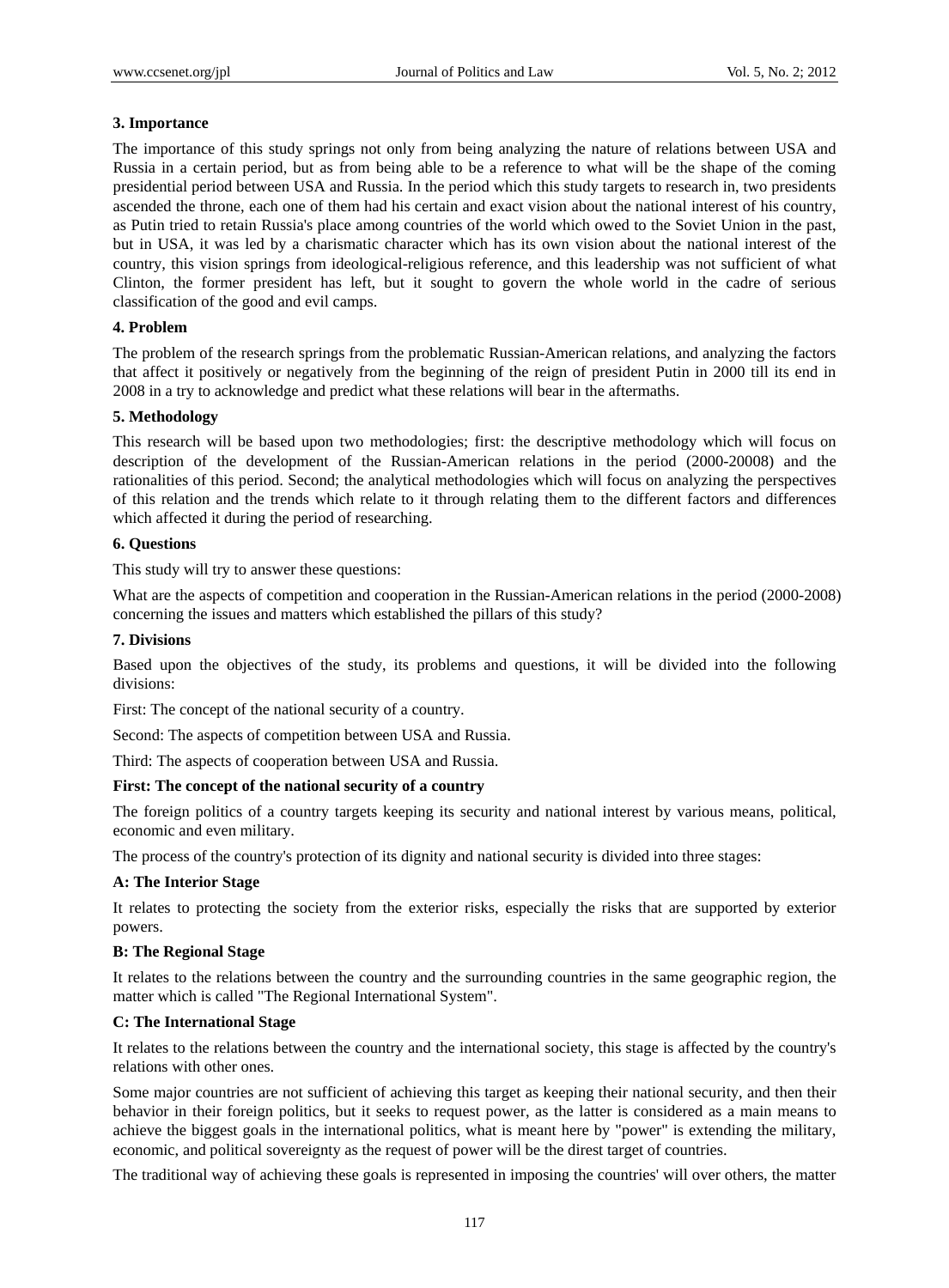## 3. Importance

The importance of this study springs not only from being analyzing the nature of relations between USA and Russia in a certain period, but as from being able to be a reference to what will be the shape of the coming presidential period between USA and Russia. In the period which this study targets to research in, two presidents ascended the throne, each one of them had his certain and exact vision about the national interest of his country, as Putin tried to retain Russia's place among countries of the world which owed to the Soviet Union in the past, but in USA, it was led by a charismatic character which has its own vision about the national interest of the country, this vision springs from ideological-religious reference, and this leadership was not sufficient of what Clinton, the former president has left, but it sought to govern the whole world in the cadre of serious classification of the good and evil camps.

## 4. Problem

The problem of the research springs from the problematic Russian-American relations, and analyzing the factors that affect it positively or negatively from the beginning of the reign of president Putin in 2000 till its end in 2008 in a try to acknowledge and predict what these relations will bear in the aftermaths.

## 5. Methodology

This research will be based upon two methodologies; first: the descriptive methodology which will focus on description of the development of the Russian-American relations in the period (2000-20008) and the rationalities of this period. Second; the analytical methodologies which will focus on analyzing the perspectives of this relation and the trends which relate to it through relating them to the different factors and differences which affected it during the period of researching.

## 6. Questions

This study will try to answer these questions:

What are the aspects of competition and cooperation in the Russian-American relations in the period (2000-2008) concerning the issues and matters which established the pillars of this study?

## 7. Divisions

Based upon the objectives of the study, its problems and questions, it will be divided into the following divisions:

First: The concept of the national security of a country.

Second: The aspects of competition between USA and Russia.

Third: The aspects of cooperation between USA and Russia.

### First: The concept of the national security of a country

The foreign politics of a country targets keeping its security and national interest by various means, political, economic and even military.

The process of the country's protection of its dignity and national security is divided into three stages:

#### A: The Interior Stage

It relates to protecting the society from the exterior risks, especially the risks that are supported by exterior powers.

#### B: The Regional Stage

It relates to the relations between the country and the surrounding countries in the same geographic region, the matter which is called "The Regional International System".

#### C: The International Stage

It relates to the relations between the country and the international society, this stage is affected by the country's relations with other ones.

Some major countries are not sufficient of achieving this target as keeping their national security, and then their behavior in their foreign politics, but it seeks to request power, as the latter is considered as a main means to achieve the biggest goals in the international politics, what is meant here by "power" is extending the military, economic, and political sovereignty as the request of power will be the direst target of countries.

The traditional way of achieving these goals is represented in imposing the countries' will over others, the matter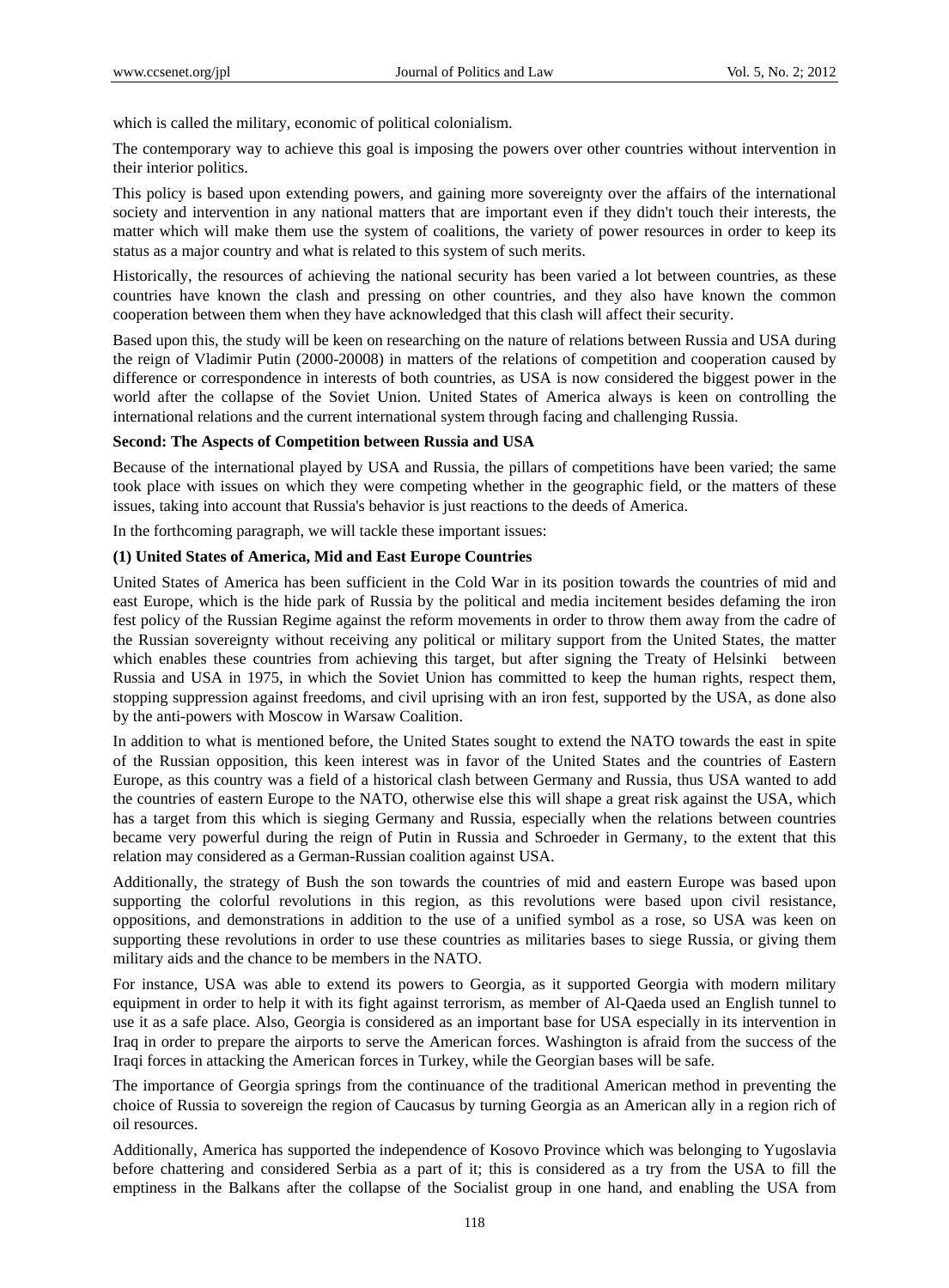which is called the military, economic of political colonialism.

The contemporary way to achieve this goal is imposing the powers over other countries without intervention in their interior politics.

This policy is based upon extending powers, and gaining more sovereignty over the affairs of the international society and intervention in any national matters that are important even if they didn't touch their interests, the matter which will make them use the system of coalitions, the variety of power resources in order to keep its status as a major country and what is related to this system of such merits.

Historically, the resources of achieving the national security has been varied a lot between countries, as these countries have known the clash and pressing on other countries, and they also have known the common cooperation between them when they have acknowledged that this clash will affect their security.

Based upon this, the study will be keen on researching on the nature of relations between Russia and USA during the reign of Vladimir Putin (2000-20008) in matters of the relations of competition and cooperation caused by difference or correspondence in interests of both countries, as USA is now considered the biggest power in the world after the collapse of the Soviet Union. United States of America always is keen on controlling the international relations and the current international system through facing and challenging Russia.

**Second: The Aspects of Competition between Russia and USA**

Because of the international played by USA and Russia, the pillars of competitions have been varied; the same took place with issues on which they were competing whether in the geographic field, or the matters of these issues, taking into account that Russia's behavior is just reactions to the deeds of America.

In the forthcoming paragraph, we will tackle these important issues:

**(1) United States of America, Mid and East Europe Countries**

United States of America has been sufficient in the Cold War in its position towards the countries of mid and east Europe, which is the hide park of Russia by the political and media incitement besides defaming the iron fest policy of the Russian Regime against the reform movements in order to throw them away from the cadre of the Russian sovereignty without receiving any political or military support from the United States, the matter which enables these countries from achieving this target, but after signing the Treaty of Helsinki between Russia and USA in 1975, in which the Soviet Union has committed to keep the human rights, respect them, stopping suppression against freedoms, and civil uprising with an iron fest, supported by the USA, as done also by the anti-powers with Moscow in Warsaw Coalition.

In addition to what is mentioned before, the United States sought to extend the NATO towards the east in spite of the Russian opposition, this keen interest was in favor of the United States and the countries of Eastern Europe, as this country was a field of a historical clash between Germany and Russia, thus USA wanted to add the countries of eastern Europe to the NATO, otherwise else this will shape a great risk against the USA, which has a target from this which is sieging Germany and Russia, especially when the relations between countries became very powerful during the reign of Putin in Russia and Schroeder in Germany, to the extent that this relation may considered as a German-Russian coalition against USA.

Additionally, the strategy of Bush the son towards the countries of mid and eastern Europe was based upon supporting the colorful revolutions in this region, as this revolutions were based upon civil resistance, oppositions, and demonstrations in addition to the use of a unified symbol as a rose, so USA was keen on supporting these revolutions in order to use these countries as militaries bases to siege Russia, or giving them military aids and the chance to be members in the NATO.

For instance, USA was able to extend its powers to Georgia, as it supported Georgia with modern military equipment in order to help it with its fight against terrorism, as member of Al-Qaeda used an English tunnel to use it as a safe place. Also, Georgia is considered as an important base for USA especially in its intervention in Iraq in order to prepare the airports to serve the American forces. Washington is afraid from the success of the Iraqi forces in attacking the American forces in Turkey, while the Georgian bases will be safe.

The importance of Georgia springs from the continuance of the traditional American method in preventing the choice of Russia to sovereign the region of Caucasus by turning Georgia as an American ally in a region rich of oil resources.

Additionally, America has supported the independence of Kosovo Province which was belonging to Yugoslavia before chattering and considered Serbia as a part of it; this is considered as a try from the USA to fill the emptiness in the Balkans after the collapse of the Socialist group in one hand, and enabling the USA from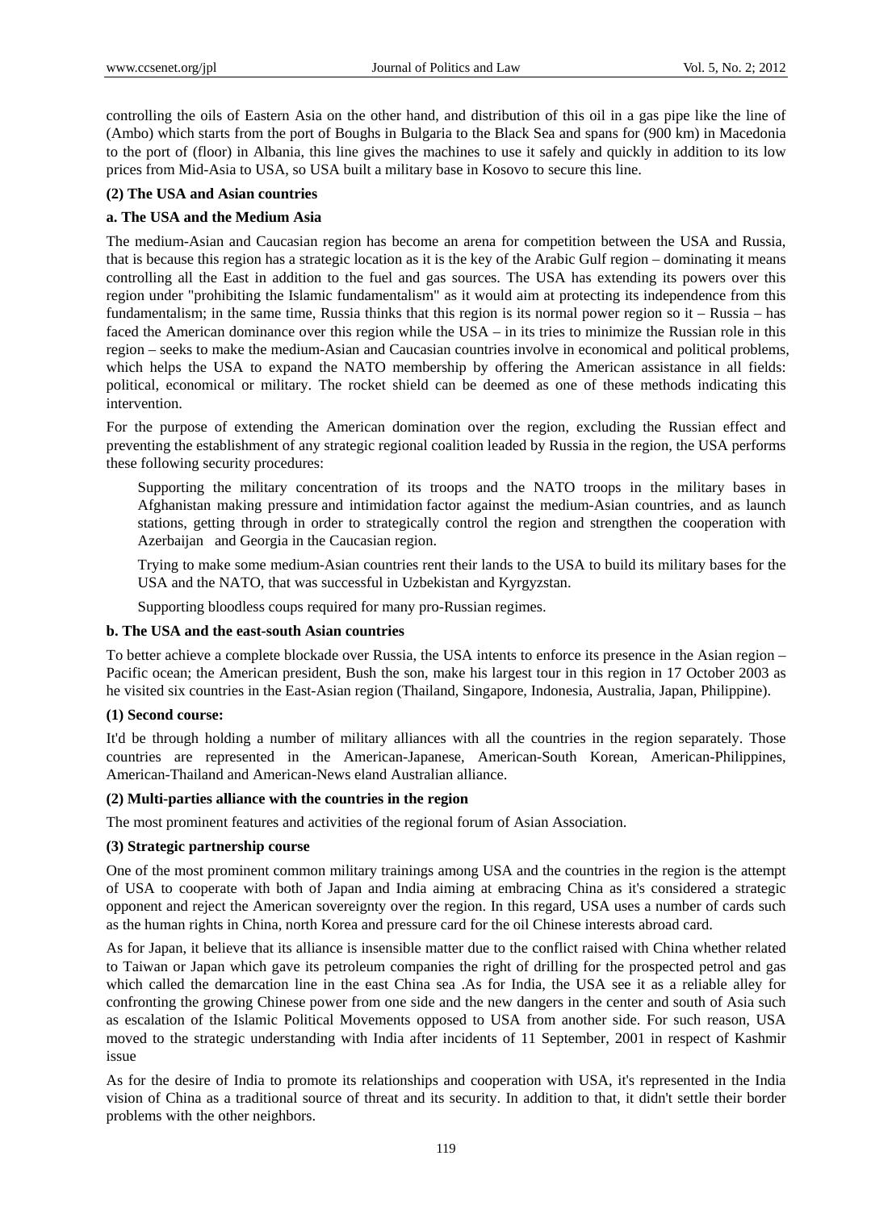controlling the oils of Eastern Asia on the other hand, and distribution of this oil in a gas pipe like the line of (Ambo) which starts from the port of Boughs in Bulgaria to the Black Sea and spans for (900 km) in Macedonia to the port of (floor) in Albania, this line gives the machines to use it safely and quickly in addition to its low prices from Mid-Asia to USA, so USA built a military base in Kosovo to secure this line.

**(2) The USA and Asian countries**

**a. The USA and the Medium Asia**

The medium-Asian and Caucasian region has become an arena for competition between the USA and Russia, that is because this region has a strategic location as it is the key of the Arabic Gulf region – dominating it means controlling all the East in addition to the fuel and gas sources. The USA has extending its powers over this region under "prohibiting the Islamic fundamentalism" as it would aim at protecting its independence from this fundamentalism; in the same time, Russia thinks that this region is its normal power region so it – Russia – has faced the American dominance over this region while the USA – in its tries to minimize the Russian role in this region – seeks to make the medium-Asian and Caucasian countries involve in economical and political problems, which helps the USA to expand the NATO membership by offering the American assistance in all fields: political, economical or military. The rocket shield can be deemed as one of these methods indicating this intervention.

For the purpose of extending the American domination over the region, excluding the Russian effect and preventing the establishment of any strategic regional coalition leaded by Russia in the region, the USA performs these following security procedures:

Supporting the military concentration of its troops and the NATO troops in the military bases in Afghanistan making pressure and intimidation factor against the medium-Asian countries, and as launch stations, getting through in order to strategically control the region and strengthen the cooperation with Azerbaijan and Georgia in the Caucasian region.

Trying to make some medium-Asian countries rent their lands to the USA to build its military bases for the USA and the NATO, that was successful in Uzbekistan and Kyrgyzstan.

Supporting bloodless coups required for many pro-Russian regimes.

**b. The USA and the east-south Asian countries**

To better achieve a complete blockade over Russia, the USA intents to enforce its presence in the Asian region – Pacific ocean; the American president, Bush the son, make his largest tour in this region in 17 October 2003 as he visited six countries in the East-Asian region (Thailand, Singapore, Indonesia, Australia, Japan, Philippine).

**(1) Second course:**

It'd be through holding a number of military alliances with all the countries in the region separately. Those countries are represented in the American-Japanese, American-South Korean, American-Philippines, American-Thailand and American-News eland Australian alliance.

**(2) Multi-parties alliance with the countries in the region**

The most prominent features and activities of the regional forum of Asian Association.

**(3) Strategic partnership course**

One of the most prominent common military trainings among USA and the countries in the region is the attempt of USA to cooperate with both of Japan and India aiming at embracing China as it's considered a strategic opponent and reject the American sovereignty over the region. In this regard, USA uses a number of cards such as the human rights in China, north Korea and pressure card for the oil Chinese interests abroad card.

As for Japan, it believe that its alliance is insensible matter due to the conflict raised with China whether related to Taiwan or Japan which gave its petroleum companies the right of drilling for the prospected petrol and gas which called the demarcation line in the east China sea .As for India, the USA see it as a reliable alley for confronting the growing Chinese power from one side and the new dangers in the center and south of Asia such as escalation of the Islamic Political Movements opposed to USA from another side. For such reason, USA moved to the strategic understanding with India after incidents of 11 September, 2001 in respect of Kashmir issue

As for the desire of India to promote its relationships and cooperation with USA, it's represented in the India vision of China as a traditional source of threat and its security. In addition to that, it didn't settle their border problems with the other neighbors.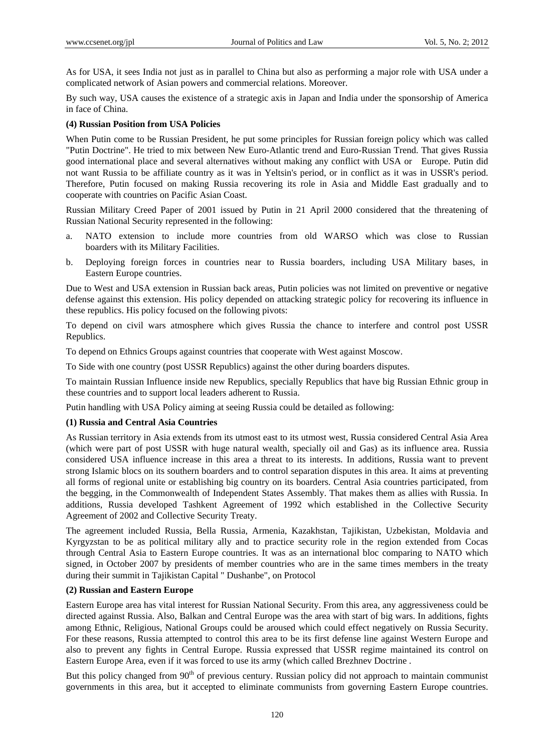As for USA, it sees India not just as in parallel to China but also as performing a major role with USA under a complicated network of Asian powers and commercial relations. Moreover.

By such way, USA causes the existence of a strategic axis in Japan and India under the sponsorship of America in face of China.

**(4) Russian Position from USA Policies**

When Putin come to be Russian President, he put some principles for Russian foreign policy which was called "Putin Doctrine". He tried to mix between New Euro-Atlantic trend and Euro-Russian Trend. That gives Russia good international place and several alternatives without making any conflict with USA or Europe. Putin did not want Russia to be affiliate country as it was in Yeltsin's period, or in conflict as it was in USSR's period. Therefore, Putin focused on making Russia recovering its role in Asia and Middle East gradually and to cooperate with countries on Pacific Asian Coast.

Russian Military Creed Paper of 2001 issued by Putin in 21 April 2000 considered that the threatening of Russian National Security represented in the following:

a. NATO extension to include more countries from old WARSO which was close to Russian boarders with its Military Facilities.

b. Deploying foreign forces in countries near to Russia boarders, including USA Military bases, in Eastern Europe countries.

Due to West and USA extension in Russian back areas, Putin policies was not limited on preventive or negative defense against this extension. His policy depended on attacking strategic policy for recovering its influence in these republics. His policy focused on the following pivots:

To depend on civil wars atmosphere which gives Russia the chance to interfere and control post USSR Republics.

To depend on Ethnics Groups against countries that cooperate with West against Moscow.

To Side with one country (post USSR Republics) against the other during boarders disputes.

To maintain Russian Influence inside new Republics, specially Republics that have big Russian Ethnic group in these countries and to support local leaders adherent to Russia.

Putin handling with USA Policy aiming at seeing Russia could be detailed as following:

**(1) Russia and Central Asia Countries**

As Russian territory in Asia extends from its utmost east to its utmost west, Russia considered Central Asia Area (which were part of post USSR with huge natural wealth, specially oil and Gas) as its influence area. Russia considered USA influence increase in this area a threat to its interests. In additions, Russia want to prevent strong Islamic blocs on its southern boarders and to control separation disputes in this area. It aims at preventing all forms of regional unite or establishing big country on its boarders. Central Asia countries participated, from the begging, in the Commonwealth of Independent States Assembly. That makes them as allies with Russia. In additions, Russia developed Tashkent Agreement of 1992 which established in the Collective Security Agreement of 2002 and Collective Security Treaty.

The agreement included Russia, Bella Russia, Armenia, Kazakhstan, Tajikistan, Uzbekistan, Moldavia and Kyrgyzstan to be as political military ally and to practice security role in the region extended from Cocas through Central Asia to Eastern Europe countries. It was as an international bloc comparing to NATO which signed, in October 2007 by presidents of member countries who are in the same times members in the treaty during their summit in Tajikistan Capital " Dushanbe", on Protocol

**(2) Russian and Eastern Europe**

Eastern Europe area has vital interest for Russian National Security. From this area, any aggressiveness could be directed against Russia. Also, Balkan and Central Europe was the area with start of big wars. In additions, fights among Ethnic, Religious, National Groups could be aroused which could effect negatively on Russia Security. For these reasons, Russia attempted to control this area to be its first defense line against Western Europe and also to prevent any fights in Central Europe. Russia expressed that USSR regime maintained its control on Eastern Europe Area, even if it was forced to use its army (which called Brezhnev Doctrine .

But this policy changed from 90th of previous century. Russian policy did not approach to maintain communist governments in this area, but it accepted to eliminate communists from governing Eastern Europe countries.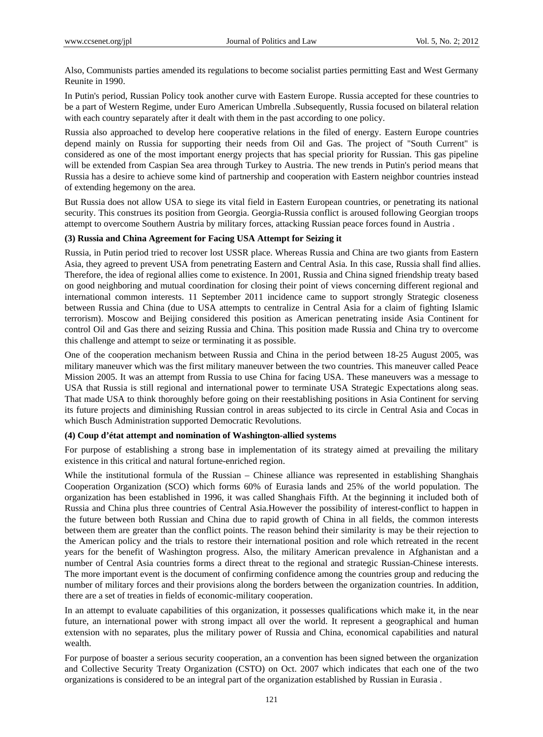Also, Communists parties amended its regulations to become socialist parties permitting East and West Germany Reunite in 1990.

In Putin's period, Russian Policy took another curve with Eastern Europe. Russia accepted for these countries to be a part of Western Regime, under Euro American Umbrella .Subsequently, Russia focused on bilateral relation with each country separately after it dealt with them in the past according to one policy.

Russia also approached to develop here cooperative relations in the filed of energy. Eastern Europe countries depend mainly on Russia for supporting their needs from Oil and Gas. The project of "South Current" is considered as one of the most important energy projects that has special priority for Russian. This gas pipeline will be extended from Caspian Sea area through Turkey to Austria. The new trends in Putin's period means that Russia has a desire to achieve some kind of partnership and cooperation with Eastern neighbor countries instead of extending hegemony on the area.

But Russia does not allow USA to siege its vital field in Eastern European countries, or penetrating its national security. This construes its position from Georgia. Georgia-Russia conflict is aroused following Georgian troops attempt to overcome Southern Austria by military forces, attacking Russian peace forces found in Austria .

**(3) Russia and China Agreement for Facing USA Attempt for Seizing it**

Russia, in Putin period tried to recover lost USSR place. Whereas Russia and China are two giants from Eastern Asia, they agreed to prevent USA from penetrating Eastern and Central Asia. In this case, Russia shall find allies. Therefore, the idea of regional allies come to existence. In 2001, Russia and China signed friendship treaty based on good neighboring and mutual coordination for closing their point of views concerning different regional and international common interests. 11 September 2011 incidence came to support strongly Strategic closeness between Russia and China (due to USA attempts to centralize in Central Asia for a claim of fighting Islamic terrorism). Moscow and Beijing considered this position as American penetrating inside Asia Continent for control Oil and Gas there and seizing Russia and China. This position made Russia and China try to overcome this challenge and attempt to seize or terminating it as possible.

One of the cooperation mechanism between Russia and China in the period between 18-25 August 2005, was military maneuver which was the first military maneuver between the two countries. This maneuver called Peace Mission 2005. It was an attempt from Russia to use China for facing USA. These maneuvers was a message to USA that Russia is still regional and international power to terminate USA Strategic Expectations along seas. That made USA to think thoroughly before going on their reestablishing positions in Asia Continent for serving its future projects and diminishing Russian control in areas subjected to its circle in Central Asia and Cocas in which Busch Administration supported Democratic Revolutions.

**(4) Coup d'état attempt and nomination of Washington-allied systems**

For purpose of establishing a strong base in implementation of its strategy aimed at prevailing the military existence in this critical and natural fortune-enriched region.

While the institutional formula of the Russian – Chinese alliance was represented in establishing Shanghais Cooperation Organization (SCO) which forms 60% of Eurasia lands and 25% of the world population. The organization has been established in 1996, it was called Shanghais Fifth. At the beginning it included both of Russia and China plus three countries of Central Asia.However the possibility of interest-conflict to happen in the future between both Russian and China due to rapid growth of China in all fields, the common interests between them are greater than the conflict points. The reason behind their similarity is may be their rejection to the American policy and the trials to restore their international position and role which retreated in the recent years for the benefit of Washington progress. Also, the military American prevalence in Afghanistan and a number of Central Asia countries forms a direct threat to the regional and strategic Russian-Chinese interests. The more important event is the document of confirming confidence among the countries group and reducing the number of military forces and their provisions along the borders between the organization countries. In addition, there are a set of treaties in fields of economic-military cooperation.

In an attempt to evaluate capabilities of this organization, it possesses qualifications which make it, in the near future, an international power with strong impact all over the world. It represent a geographical and human extension with no separates, plus the military power of Russia and China, economical capabilities and natural wealth.

For purpose of boaster a serious security cooperation, an a convention has been signed between the organization and Collective Security Treaty Organization (CSTO) on Oct. 2007 which indicates that each one of the two organizations is considered to be an integral part of the organization established by Russian in Eurasia .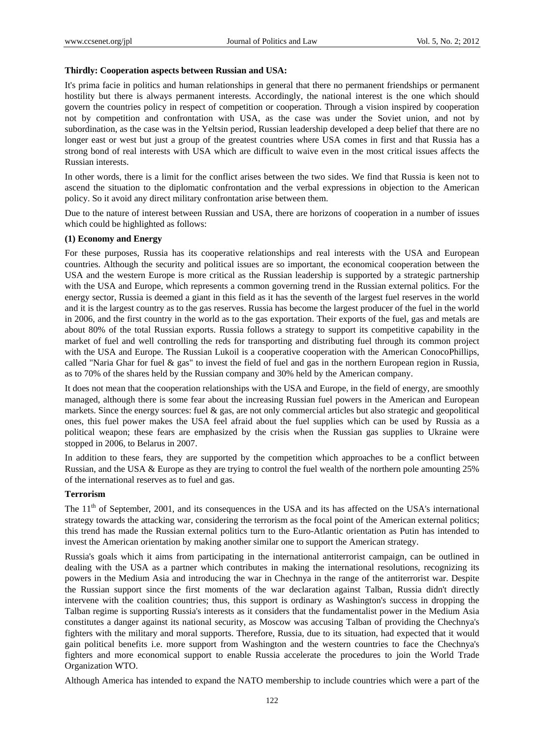**Thirdly: Cooperation aspects between Russian and USA:**

It's prima facie in politics and human relationships in general that there no permanent friendships or permanent hostility but there is always permanent interests. Accordingly, the national interest is the one which should govern the countries policy in respect of competition or cooperation. Through a vision inspired by cooperation not by competition and confrontation with USA, as the case was under the Soviet union, and not by subordination, as the case was in the Yeltsin period, Russian leadership developed a deep belief that there are no longer east or west but just a group of the greatest countries where USA comes in first and that Russia has a strong bond of real interests with USA which are difficult to waive even in the most critical issues affects the Russian interests.

In other words, there is a limit for the conflict arises between the two sides. We find that Russia is keen not to ascend the situation to the diplomatic confrontation and the verbal expressions in objection to the American policy. So it avoid any direct military confrontation arise between them.

Due to the nature of interest between Russian and USA, there are horizons of cooperation in a number of issues which could be highlighted as follows:

**(1) Economy and Energy**

For these purposes, Russia has its cooperative relationships and real interests with the USA and European countries. Although the security and political issues are so important, the economical cooperation between the USA and the western Europe is more critical as the Russian leadership is supported by a strategic partnership with the USA and Europe, which represents a common governing trend in the Russian external politics. For the energy sector, Russia is deemed a giant in this field as it has the seventh of the largest fuel reserves in the world and it is the largest country as to the gas reserves. Russia has become the largest producer of the fuel in the world in 2006, and the first country in the world as to the gas exportation. Their exports of the fuel, gas and metals are about 80% of the total Russian exports. Russia follows a strategy to support its competitive capability in the market of fuel and well controlling the reds for transporting and distributing fuel through its common project with the USA and Europe. The Russian Lukoil is a cooperative cooperation with the American ConocoPhillips, called "Naria Ghar for fuel & gas" to invest the field of fuel and gas in the northern European region in Russia, as to 70% of the shares held by the Russian company and 30% held by the American company.

It does not mean that the cooperation relationships with the USA and Europe, in the field of energy, are smoothly managed, although there is some fear about the increasing Russian fuel powers in the American and European markets. Since the energy sources: fuel & gas, are not only commercial articles but also strategic and geopolitical ones, this fuel power makes the USA feel afraid about the fuel supplies which can be used by Russia as a political weapon; these fears are emphasized by the crisis when the Russian gas supplies to Ukraine were stopped in 2006, to Belarus in 2007.

In addition to these fears, they are supported by the competition which approaches to be a conflict between Russian, and the USA & Europe as they are trying to control the fuel wealth of the northern pole amounting 25% of the international reserves as to fuel and gas.

**Terrorism**

The 11th of September, 2001, and its consequences in the USA and its has affected on the USA's international strategy towards the attacking war, considering the terrorism as the focal point of the American external politics; this trend has made the Russian external politics turn to the Euro-Atlantic orientation as Putin has intended to invest the American orientation by making another similar one to support the American strategy.

Russia's goals which it aims from participating in the international antiterrorist campaign, can be outlined in dealing with the USA as a partner which contributes in making the international resolutions, recognizing its powers in the Medium Asia and introducing the war in Chechnya in the range of the antiterrorist war. Despite the Russian support since the first moments of the war declaration against Talban, Russia didn't directly intervene with the coalition countries; thus, this support is ordinary as Washington's success in dropping the Talban regime is supporting Russia's interests as it considers that the fundamentalist power in the Medium Asia constitutes a danger against its national security, as Moscow was accusing Talban of providing the Chechnya's fighters with the military and moral supports. Therefore, Russia, due to its situation, had expected that it would gain political benefits i.e. more support from Washington and the western countries to face the Chechnya's fighters and more economical support to enable Russia accelerate the procedures to join the World Trade Organization WTO.

Although America has intended to expand the NATO membership to include countries which were a part of the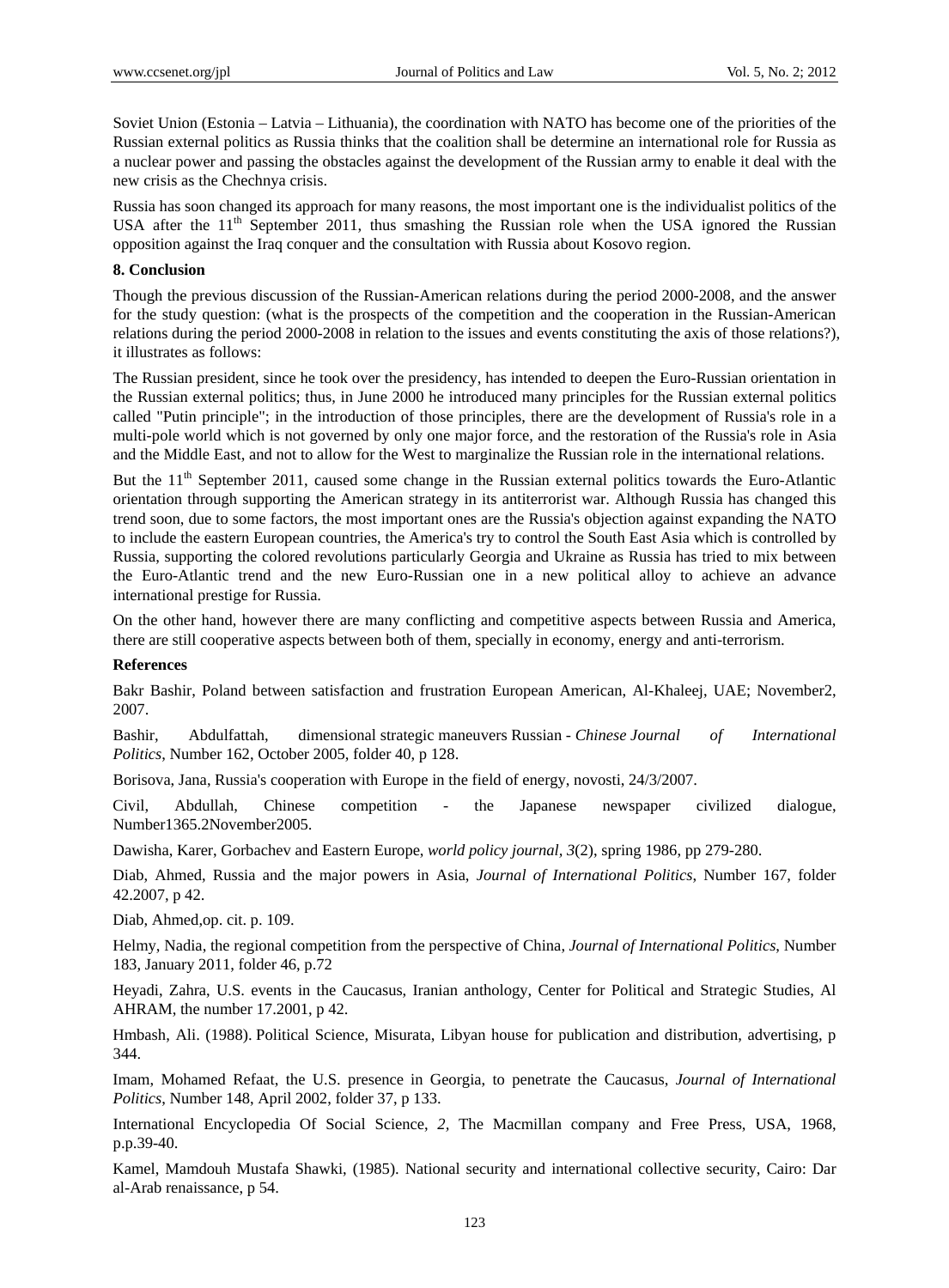Soviet Union (Estonia – Latvia – Lithuania), the coordination with NATO has become one of the priorities of the Russian external politics as Russia thinks that the coalition shall be determine an international role for Russia as a nuclear power and passing the obstacles against the development of the Russian army to enable it deal with the new crisis as the Chechnya crisis.

Russia has soon changed its approach for many reasons, the most important one is the individualist politics of the USA after the 11th September 2011, thus smashing the Russian role when the USA ignored the Russian opposition against the Iraq conquer and the consultation with Russia about Kosovo region.

## 8. Conclusion

Though the previous discussion of the Russian-American relations during the period 2000-2008, and the answer for the study question: (what is the prospects of the competition and the cooperation in the Russian-American relations during the period 2000-2008 in relation to the issues and events constituting the axis of those relations?), it illustrates as follows:

The Russian president, since he took over the presidency, has intended to deepen the Euro-Russian orientation in the Russian external politics; thus, in June 2000 he introduced many principles for the Russian external politics called "Putin principle"; in the introduction of those principles, there are the development of Russia's role in a multi-pole world which is not governed by only one major force, and the restoration of the Russia's role in Asia and the Middle East, and not to allow for the West to marginalize the Russian role in the international relations.

But the 11th September 2011, caused some change in the Russian external politics towards the Euro-Atlantic orientation through supporting the American strategy in its antiterrorist war. Although Russia has changed this trend soon, due to some factors, the most important ones are the Russia's objection against expanding the NATO to include the eastern European countries, the America's try to control the South East Asia which is controlled by Russia, supporting the colored revolutions particularly Georgia and Ukraine as Russia has tried to mix between the Euro-Atlantic trend and the new Euro-Russian one in a new political alloy to achieve an advance international prestige for Russia.

On the other hand, however there are many conflicting and competitive aspects between Russia and America, there are still cooperative aspects between both of them, specially in economy, energy and anti-terrorism.

## References

Bakr Bashir, Poland between satisfaction and frustration European American, Al-Khaleej, UAE; November2, 2007.

Bashir, Abdulfattah, dimensional strategic maneuvers Russian - *Chinese Journal of International Politics*, Number 162, October 2005, folder 40, p 128.

Borisova, Jana, Russia's cooperation with Europe in the field of energy, novosti, 24/3/2007.

Civil, Abdullah, Chinese competition - the Japanese newspaper civilized dialogue, Number1365.2November2005.

Dawisha, Karer, Gorbachev and Eastern Europe, *world policy journal, 3*(2), spring 1986, pp 279-280.

Diab, Ahmed, Russia and the major powers in Asia, *Journal of International Politics*, Number 167, folder 42.2007, p 42.

Diab, Ahmed,op. cit. p. 109.

Helmy, Nadia, the regional competition from the perspective of China, *Journal of International Politics*, Number 183, January 2011, folder 46, p.72

Heyadi, Zahra, U.S. events in the Caucasus, Iranian anthology, Center for Political and Strategic Studies, Al AHRAM, the number 17.2001, p 42.

Hmbash, Ali. (1988). Political Science, Misurata, Libyan house for publication and distribution, advertising, p 344.

Imam, Mohamed Refaat, the U.S. presence in Georgia, to penetrate the Caucasus, *Journal of International Politics*, Number 148, April 2002, folder 37, p 133.

International Encyclopedia Of Social Science, *2,* The Macmillan company and Free Press, USA, 1968, p.p.39-40.

Kamel, Mamdouh Mustafa Shawki, (1985). National security and international collective security, Cairo: Dar al-Arab renaissance, p 54.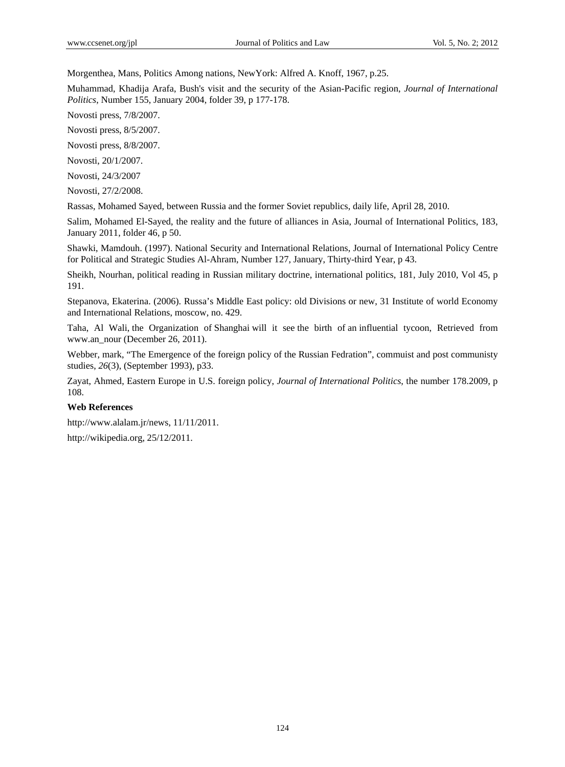Morgenthea, Mans, Politics Among nations, NewYork: Alfred A. Knoff, 1967, p.25.

Muhammad, Khadija Arafa, Bush's visit and the security of the Asian-Pacific region, *Journal of International Politics*, Number 155, January 2004, folder 39, p 177-178.

Novosti press, 7/8/2007.

Novosti press, 8/5/2007.

Novosti press, 8/8/2007.

Novosti, 20/1/2007.

Novosti, 24/3/2007

Novosti, 27/2/2008.

Rassas, Mohamed Sayed, between Russia and the former Soviet republics, daily life, April 28, 2010.

Salim, Mohamed El-Sayed, the reality and the future of alliances in Asia, Journal of International Politics, 183, January 2011, folder 46, p 50.

Shawki, Mamdouh. (1997). National Security and International Relations, Journal of International Policy Centre for Political and Strategic Studies Al-Ahram, Number 127, January, Thirty-third Year, p 43.

Sheikh, Nourhan, political reading in Russian military doctrine, international politics, 181, July 2010, Vol 45, p 191.

Stepanova, Ekaterina. (2006). Russa's Middle East policy: old Divisions or new, 31 Institute of world Economy and International Relations, moscow, no. 429.

Taha, Al Wali, the Organization of Shanghai will it see the birth of an influential tycoon, Retrieved from www.an_nour (December 26, 2011).

Webber, mark, "The Emergence of the foreign policy of the Russian Fedration", commuist and post communisty studies, *26*(3), (September 1993), p33.

Zayat, Ahmed, Eastern Europe in U.S. foreign policy, *Journal of International Politics*, the number 178.2009, p 108.

**Web References**

http://www.alalam.jr/news, 11/11/2011.

http://wikipedia.org, 25/12/2011.